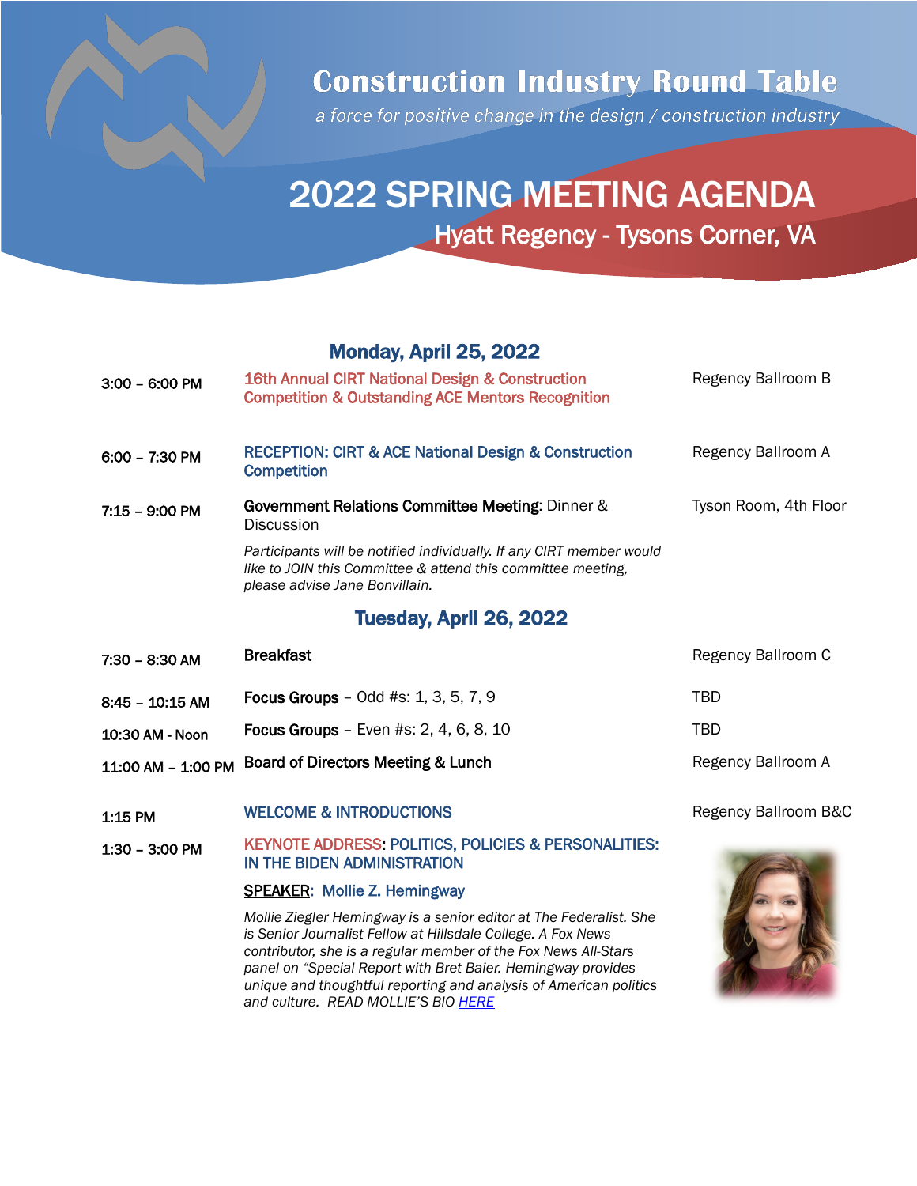# Construction Industry Round Table

*a force for positive change in the design / construction industry*

# 2022 SPRING MEETING AGENDA

## Hyatt Regency - Tysons Corner, VA

### Monday, April 25, 2022

| Time | Event | Location |
|---|---|---|
| 3:00 – 6:00 PM | 16th Annual CIRT National Design & Construction Competition & Outstanding ACE Mentors Recognition | Regency Ballroom B |
| 6:00 – 7:30 PM | RECEPTION: CIRT & ACE National Design & Construction Competition | Regency Ballroom A |
| 7:15 – 9:00 PM | **Government Relations Committee Meeting**: Dinner & Discussion<br>*Participants will be notified individually. If any CIRT member would like to JOIN this Committee & attend this committee meeting, please advise Jane Bonvillain.* | Tyson Room, 4th Floor |

### Tuesday, April 26, 2022

| Time | Event | Location |
|---|---|---|
| 7:30 – 8:30 AM | **Breakfast** | Regency Ballroom C |
| 8:45 – 10:15 AM | **Focus Groups** – Odd #s: 1, 3, 5, 7, 9 | TBD |
| 10:30 AM - Noon | **Focus Groups** – Even #s: 2, 4, 6, 8, 10 | TBD |
| 11:00 AM – 1:00 PM | **Board of Directors Meeting & Lunch** | Regency Ballroom A |
| 1:15 PM | WELCOME & INTRODUCTIONS | Regency Ballroom B&C |
| 1:30 – 3:00 PM | KEYNOTE ADDRESS: POLITICS, POLICIES & PERSONALITIES: IN THE BIDEN ADMINISTRATION | |

SPEAKER: Mollie Z. Hemingway

*Mollie Ziegler Hemingway is a senior editor at The Federalist. She is Senior Journalist Fellow at Hillsdale College. A Fox News contributor, she is a regular member of the Fox News All-Stars panel on "Special Report with Bret Baier. Hemingway provides unique and thoughtful reporting and analysis of American politics and culture. READ MOLLIE'S BIO* [HERE]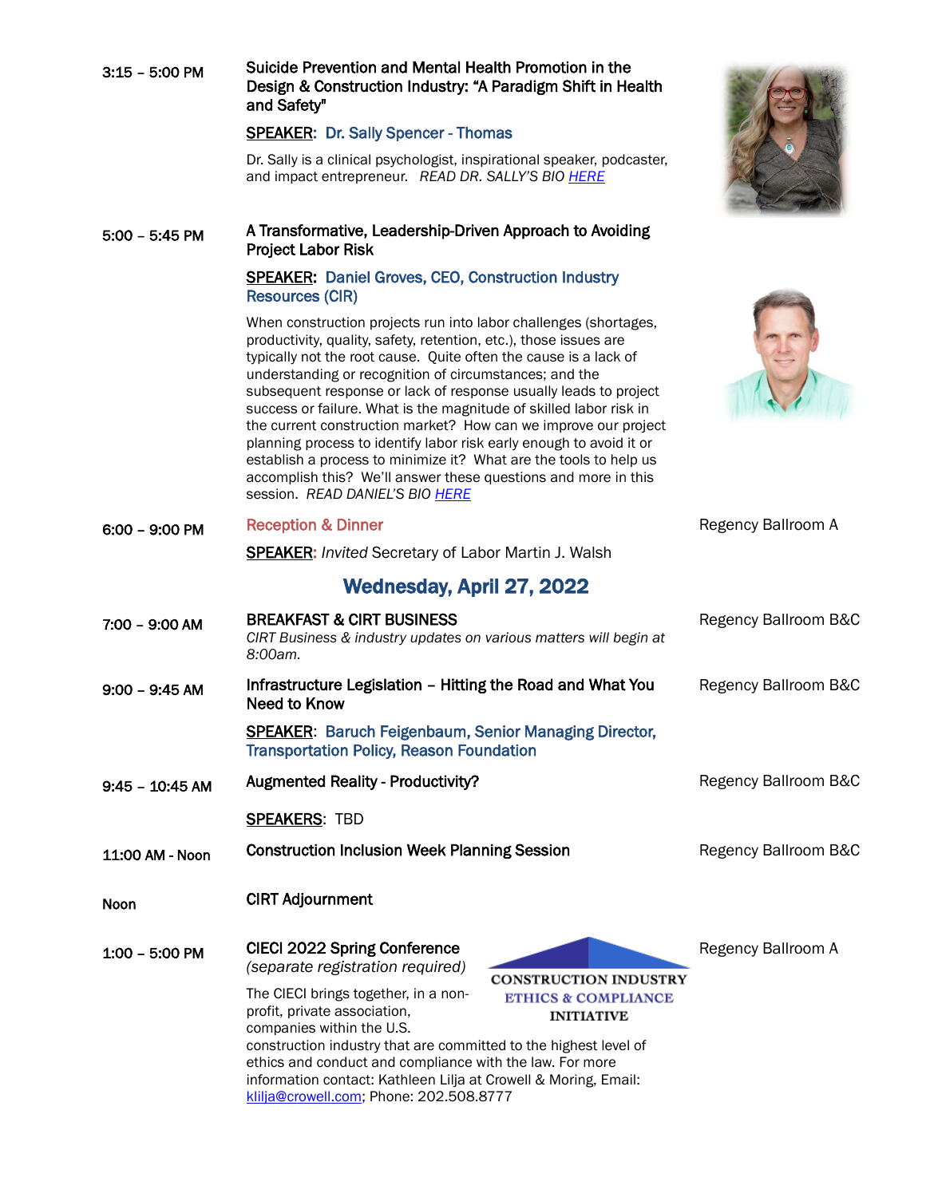**3:15 – 5:00 PM**

**Suicide Prevention and Mental Health Promotion in the Design & Construction Industry: "A Paradigm Shift in Health and Safety"**

SPEAKER: Dr. Sally Spencer - Thomas

Dr. Sally is a clinical psychologist, inspirational speaker, podcaster, and impact entrepreneur. *READ DR. SALLY'S BIO HERE*

**5:00 – 5:45 PM**

**A Transformative, Leadership-Driven Approach to Avoiding Project Labor Risk**

SPEAKER: Daniel Groves, CEO, Construction Industry Resources (CIR)

When construction projects run into labor challenges (shortages, productivity, quality, safety, retention, etc.), those issues are typically not the root cause. Quite often the cause is a lack of understanding or recognition of circumstances; and the subsequent response or lack of response usually leads to project success or failure. What is the magnitude of skilled labor risk in the current construction market? How can we improve our project planning process to identify labor risk early enough to avoid it or establish a process to minimize it? What are the tools to help us accomplish this? We'll answer these questions and more in this session. *READ DANIEL'S BIO HERE*

**6:00 – 9:00 PM**

**Reception & Dinner** — Regency Ballroom A

SPEAKER: *Invited* Secretary of Labor Martin J. Walsh

## Wednesday, April 27, 2022

**7:00 – 9:00 AM**

**BREAKFAST & CIRT BUSINESS** — Regency Ballroom B&C

*CIRT Business & industry updates on various matters will begin at 8:00am.*

**9:00 – 9:45 AM**

**Infrastructure Legislation – Hitting the Road and What You Need to Know** — Regency Ballroom B&C

SPEAKER: Baruch Feigenbaum, Senior Managing Director, Transportation Policy, Reason Foundation

**9:45 – 10:45 AM**

**Augmented Reality - Productivity?** — Regency Ballroom B&C

SPEAKERS: TBD

**11:00 AM - Noon**

**Construction Inclusion Week Planning Session** — Regency Ballroom B&C

**Noon**

**CIRT Adjournment**

**1:00 – 5:00 PM**

**CIECI 2022 Spring Conference** — Regency Ballroom A

*(separate registration required)*

CONSTRUCTION INDUSTRY ETHICS & COMPLIANCE INITIATIVE

The CIECI brings together, in a non-profit, private association, companies within the U.S. construction industry that are committed to the highest level of ethics and conduct and compliance with the law. For more information contact: Kathleen Lilja at Crowell & Moring, Email: klilja@crowell.com; Phone: 202.508.8777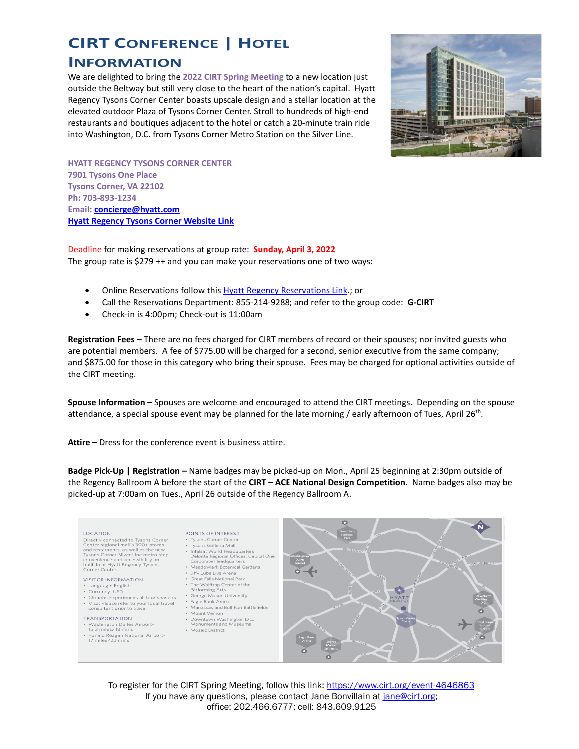# CIRT Conference | Hotel Information

We are delighted to bring the **2022 CIRT Spring Meeting** to a new location just outside the Beltway but still very close to the heart of the nation's capital. Hyatt Regency Tysons Corner Center boasts upscale design and a stellar location at the elevated outdoor Plaza of Tysons Corner Center. Stroll to hundreds of high-end restaurants and boutiques adjacent to the hotel or catch a 20-minute train ride into Washington, D.C. from Tysons Corner Metro Station on the Silver Line.

**HYATT REGENCY TYSONS CORNER CENTER**
**7901 Tysons One Place**
**Tysons Corner, VA 22102**
**Ph: 703-893-1234**
**Email: concierge@hyatt.com**
**Hyatt Regency Tysons Corner Website Link**

Deadline for making reservations at group rate: **Sunday, April 3, 2022**
The group rate is $279 ++ and you can make your reservations one of two ways:

- Online Reservations follow this Hyatt Regency Reservations Link.; or
- Call the Reservations Department: 855-214-9288; and refer to the group code: **G-CIRT**
- Check-in is 4:00pm; Check-out is 11:00am

**Registration Fees –** There are no fees charged for CIRT members of record or their spouses; nor invited guests who are potential members. A fee of $775.00 will be charged for a second, senior executive from the same company; and $875.00 for those in this category who bring their spouse. Fees may be charged for optional activities outside of the CIRT meeting.

**Spouse Information –** Spouses are welcome and encouraged to attend the CIRT meetings. Depending on the spouse attendance, a special spouse event may be planned for the late morning / early afternoon of Tues, April 26th.

**Attire –** Dress for the conference event is business attire.

**Badge Pick-Up | Registration –** Name badges may be picked-up on Mon., April 25 beginning at 2:30pm outside of the Regency Ballroom A before the start of the **CIRT – ACE National Design Competition**. Name badges also may be picked-up at 7:00am on Tues., April 26 outside of the Regency Ballroom A.

LOCATION

Directly connected to Tysons Corner Center regional mall's 300+ stores and restaurants, as well as the new Tysons Corner Silver Line metro stop, convenience and accessibility are built-in at Hyatt Regency Tysons Corner Center.

VISITOR INFORMATION

- Language: English
- Currency: USD
- Climate: Experiences all four seasons
- Visa: Please refer to your local travel consultant prior to travel

TRANSPORTATION

- Washington Dulles Airport- 15.3 miles/18 mins
- Ronald Reagan National Airport- 17 miles/22 mins

POINTS OF INTEREST

- Tysons Corner Center
- Tysons Galleria Mall
- Intelsat World Headquarters Deloitte Regional Offices, Capital One Corporate Headquarters
- Meadowlark Botanical Gardens
- Jiffy Lube Live Arena
- Great Falls National Park
- The Wolftrap Center of the Performing Arts
- George Mason University
- Eagle Bank Arena
- Manassas and Bull Run Battlefields
- Mount Vernon
- Downtown Washington D.C. Monuments and Museums
- Mosaic District

To register for the CIRT Spring Meeting, follow this link: https://www.cirt.org/event-4646863
If you have any questions, please contact Jane Bonvillain at jane@cirt.org;
office: 202.466.6777; cell: 843.609.9125